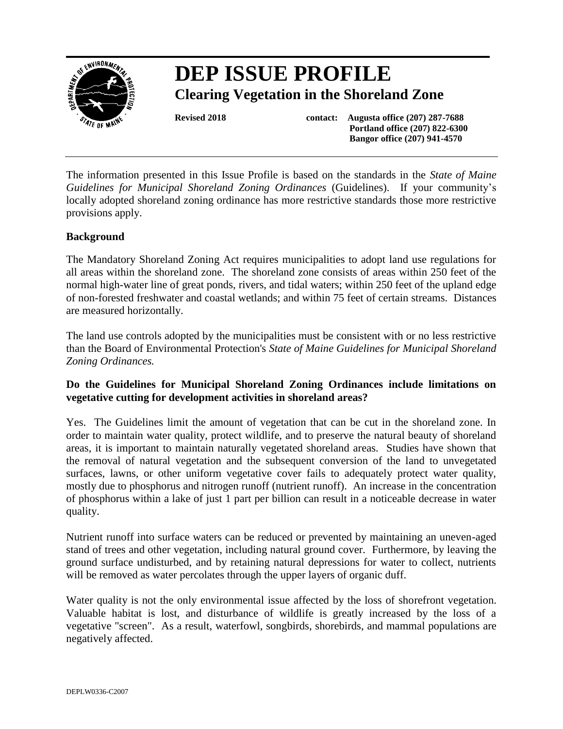# DEP ISSUE PROFILE

## Clearing Vegetation in the Shoreland Zone

**Revised 2018** **contact: Augusta office (207) 287-7688**
**Portland office (207) 822-6300**
**Bangor office (207) 941-4570**

The information presented in this Issue Profile is based on the standards in the *State of Maine Guidelines for Municipal Shoreland Zoning Ordinances* (Guidelines). If your community's locally adopted shoreland zoning ordinance has more restrictive standards those more restrictive provisions apply.

### Background

The Mandatory Shoreland Zoning Act requires municipalities to adopt land use regulations for all areas within the shoreland zone. The shoreland zone consists of areas within 250 feet of the normal high-water line of great ponds, rivers, and tidal waters; within 250 feet of the upland edge of non-forested freshwater and coastal wetlands; and within 75 feet of certain streams. Distances are measured horizontally.

The land use controls adopted by the municipalities must be consistent with or no less restrictive than the Board of Environmental Protection's *State of Maine Guidelines for Municipal Shoreland Zoning Ordinances.*

### Do the Guidelines for Municipal Shoreland Zoning Ordinances include limitations on vegetative cutting for development activities in shoreland areas?

Yes. The Guidelines limit the amount of vegetation that can be cut in the shoreland zone. In order to maintain water quality, protect wildlife, and to preserve the natural beauty of shoreland areas, it is important to maintain naturally vegetated shoreland areas. Studies have shown that the removal of natural vegetation and the subsequent conversion of the land to unvegetated surfaces, lawns, or other uniform vegetative cover fails to adequately protect water quality, mostly due to phosphorus and nitrogen runoff (nutrient runoff). An increase in the concentration of phosphorus within a lake of just 1 part per billion can result in a noticeable decrease in water quality.

Nutrient runoff into surface waters can be reduced or prevented by maintaining an uneven-aged stand of trees and other vegetation, including natural ground cover. Furthermore, by leaving the ground surface undisturbed, and by retaining natural depressions for water to collect, nutrients will be removed as water percolates through the upper layers of organic duff.

Water quality is not the only environmental issue affected by the loss of shorefront vegetation. Valuable habitat is lost, and disturbance of wildlife is greatly increased by the loss of a vegetative "screen". As a result, waterfowl, songbirds, shorebirds, and mammal populations are negatively affected.

DEPLW0336-C2007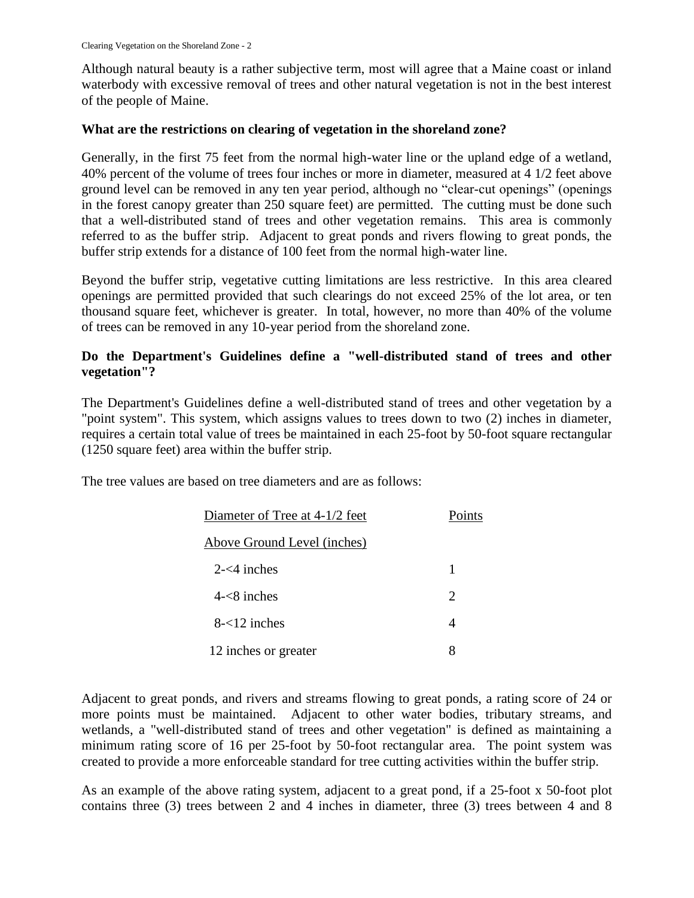Although natural beauty is a rather subjective term, most will agree that a Maine coast or inland waterbody with excessive removal of trees and other natural vegetation is not in the best interest of the people of Maine.

**What are the restrictions on clearing of vegetation in the shoreland zone?**

Generally, in the first 75 feet from the normal high-water line or the upland edge of a wetland, 40% percent of the volume of trees four inches or more in diameter, measured at 4 1/2 feet above ground level can be removed in any ten year period, although no "clear-cut openings" (openings in the forest canopy greater than 250 square feet) are permitted. The cutting must be done such that a well-distributed stand of trees and other vegetation remains. This area is commonly referred to as the buffer strip. Adjacent to great ponds and rivers flowing to great ponds, the buffer strip extends for a distance of 100 feet from the normal high-water line.

Beyond the buffer strip, vegetative cutting limitations are less restrictive. In this area cleared openings are permitted provided that such clearings do not exceed 25% of the lot area, or ten thousand square feet, whichever is greater. In total, however, no more than 40% of the volume of trees can be removed in any 10-year period from the shoreland zone.

**Do the Department's Guidelines define a "well-distributed stand of trees and other vegetation"?**

The Department's Guidelines define a well-distributed stand of trees and other vegetation by a "point system". This system, which assigns values to trees down to two (2) inches in diameter, requires a certain total value of trees be maintained in each 25-foot by 50-foot square rectangular (1250 square feet) area within the buffer strip.

The tree values are based on tree diameters and are as follows:

| Diameter of Tree at 4-1/2 feet Above Ground Level (inches) | Points |
|---|---|
| 2-<4 inches | 1 |
| 4-<8 inches | 2 |
| 8-<12 inches | 4 |
| 12 inches or greater | 8 |

Adjacent to great ponds, and rivers and streams flowing to great ponds, a rating score of 24 or more points must be maintained. Adjacent to other water bodies, tributary streams, and wetlands, a "well-distributed stand of trees and other vegetation" is defined as maintaining a minimum rating score of 16 per 25-foot by 50-foot rectangular area. The point system was created to provide a more enforceable standard for tree cutting activities within the buffer strip.

As an example of the above rating system, adjacent to a great pond, if a 25-foot x 50-foot plot contains three (3) trees between 2 and 4 inches in diameter, three (3) trees between 4 and 8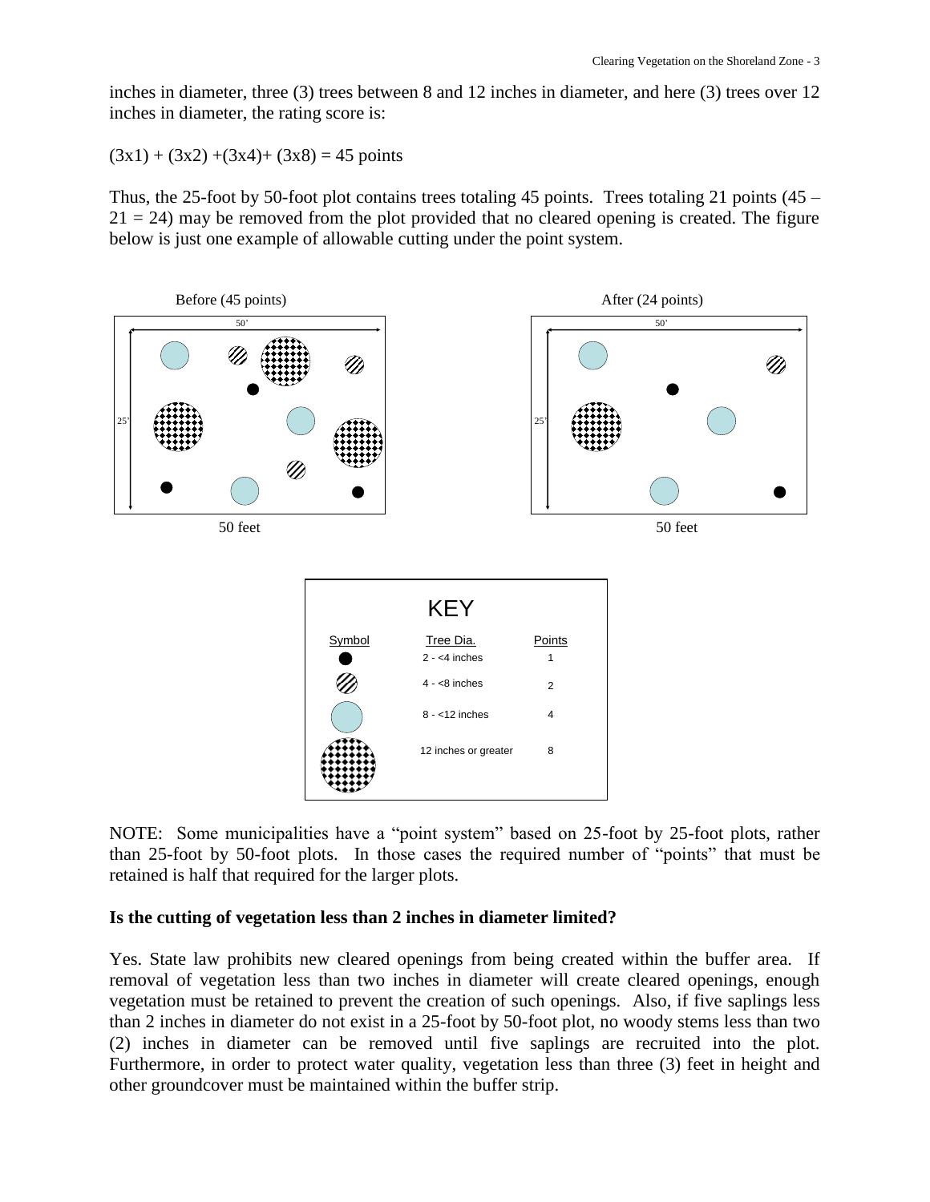inches in diameter, three (3) trees between 8 and 12 inches in diameter, and here (3) trees over 12 inches in diameter, the rating score is:

$(3x1) + (3x2) + (3x4) + (3x8) = 45$ points

Thus, the 25-foot by 50-foot plot contains trees totaling 45 points. Trees totaling 21 points ($45 – 21 = 24$) may be removed from the plot provided that no cleared opening is created. The figure below is just one example of allowable cutting under the point system.

Before (45 points)

After (24 points)

**KEY**

| Symbol | Tree Dia. | Points |
|---|---|---|
| | 2 - <4 inches | 1 |
| | 4 - <8 inches | 2 |
| | 8 - <12 inches | 4 |
| | 12 inches or greater | 8 |

NOTE: Some municipalities have a "point system" based on 25-foot by 25-foot plots, rather than 25-foot by 50-foot plots. In those cases the required number of "points" that must be retained is half that required for the larger plots.

**Is the cutting of vegetation less than 2 inches in diameter limited?**

Yes. State law prohibits new cleared openings from being created within the buffer area. If removal of vegetation less than two inches in diameter will create cleared openings, enough vegetation must be retained to prevent the creation of such openings. Also, if five saplings less than 2 inches in diameter do not exist in a 25-foot by 50-foot plot, no woody stems less than two (2) inches in diameter can be removed until five saplings are recruited into the plot. Furthermore, in order to protect water quality, vegetation less than three (3) feet in height and other groundcover must be maintained within the buffer strip.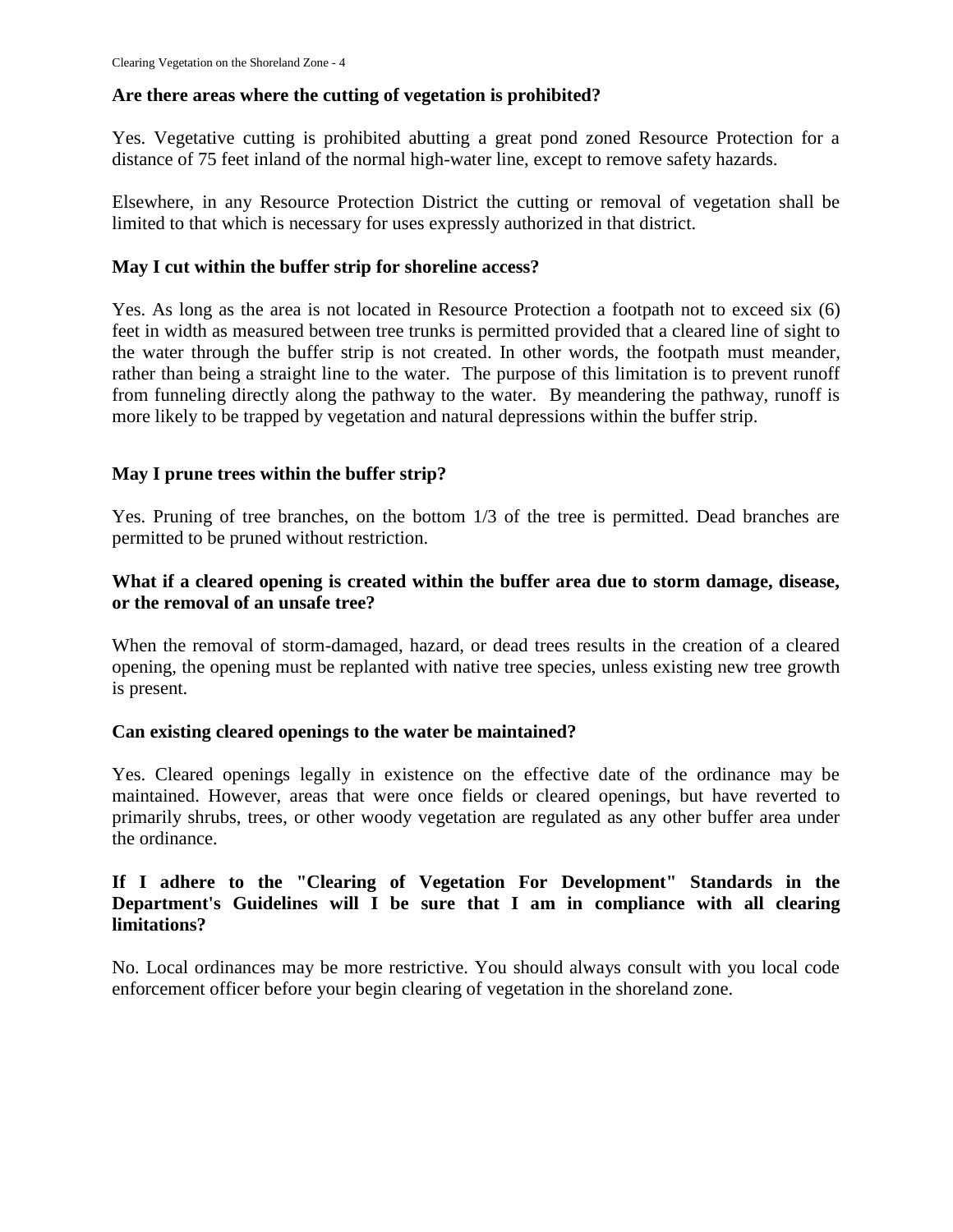**Are there areas where the cutting of vegetation is prohibited?**

Yes. Vegetative cutting is prohibited abutting a great pond zoned Resource Protection for a distance of 75 feet inland of the normal high-water line, except to remove safety hazards.

Elsewhere, in any Resource Protection District the cutting or removal of vegetation shall be limited to that which is necessary for uses expressly authorized in that district.

**May I cut within the buffer strip for shoreline access?**

Yes. As long as the area is not located in Resource Protection a footpath not to exceed six (6) feet in width as measured between tree trunks is permitted provided that a cleared line of sight to the water through the buffer strip is not created. In other words, the footpath must meander, rather than being a straight line to the water. The purpose of this limitation is to prevent runoff from funneling directly along the pathway to the water. By meandering the pathway, runoff is more likely to be trapped by vegetation and natural depressions within the buffer strip.

**May I prune trees within the buffer strip?**

Yes. Pruning of tree branches, on the bottom 1/3 of the tree is permitted. Dead branches are permitted to be pruned without restriction.

**What if a cleared opening is created within the buffer area due to storm damage, disease, or the removal of an unsafe tree?**

When the removal of storm-damaged, hazard, or dead trees results in the creation of a cleared opening, the opening must be replanted with native tree species, unless existing new tree growth is present.

**Can existing cleared openings to the water be maintained?**

Yes. Cleared openings legally in existence on the effective date of the ordinance may be maintained. However, areas that were once fields or cleared openings, but have reverted to primarily shrubs, trees, or other woody vegetation are regulated as any other buffer area under the ordinance.

**If I adhere to the "Clearing of Vegetation For Development" Standards in the Department's Guidelines will I be sure that I am in compliance with all clearing limitations?**

No. Local ordinances may be more restrictive. You should always consult with you local code enforcement officer before your begin clearing of vegetation in the shoreland zone.